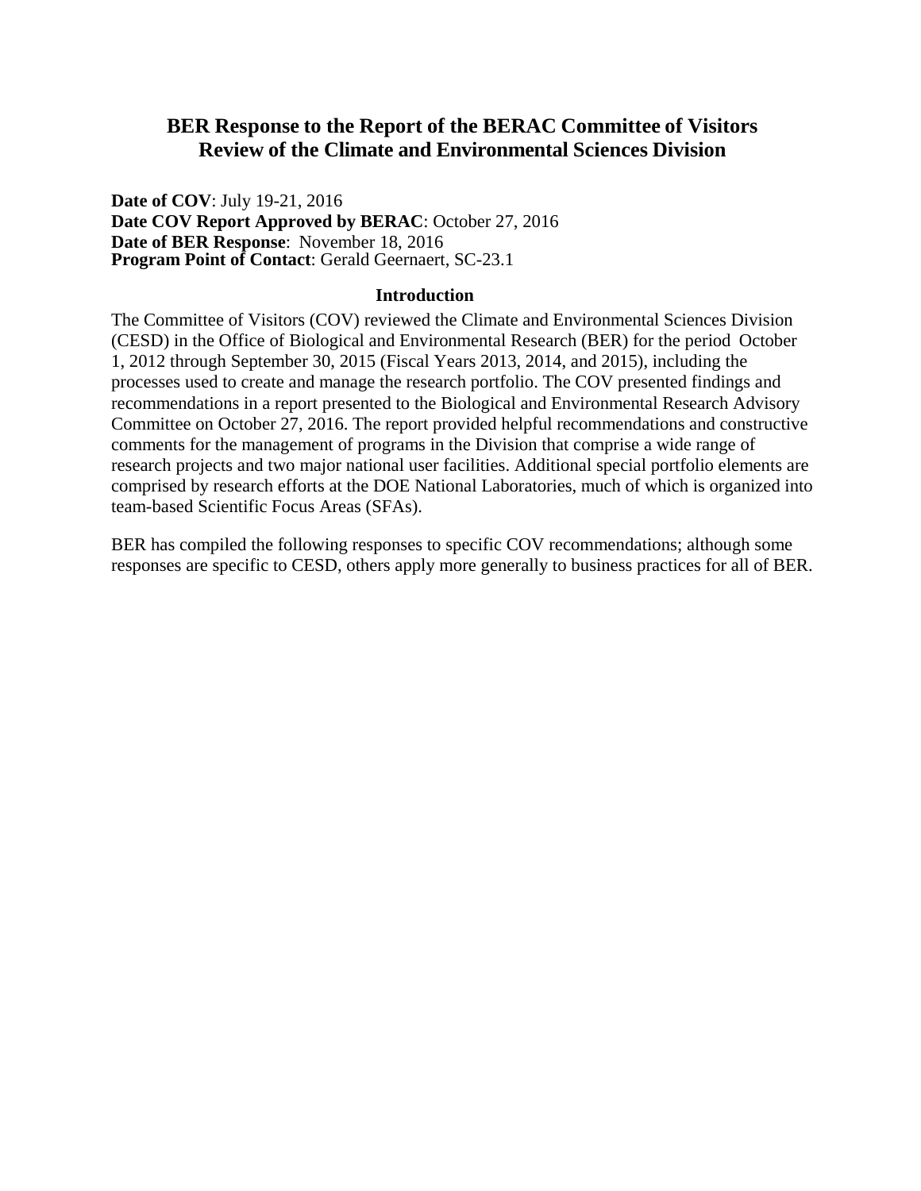# BER Response to the Report of the BERAC Committee of Visitors Review of the Climate and Environmental Sciences Division

**Date of COV**: July 19-21, 2016
**Date COV Report Approved by BERAC**: October 27, 2016
**Date of BER Response**: November 18, 2016
**Program Point of Contact**: Gerald Geernaert, SC-23.1

## Introduction

The Committee of Visitors (COV) reviewed the Climate and Environmental Sciences Division (CESD) in the Office of Biological and Environmental Research (BER) for the period October 1, 2012 through September 30, 2015 (Fiscal Years 2013, 2014, and 2015), including the processes used to create and manage the research portfolio. The COV presented findings and recommendations in a report presented to the Biological and Environmental Research Advisory Committee on October 27, 2016. The report provided helpful recommendations and constructive comments for the management of programs in the Division that comprise a wide range of research projects and two major national user facilities. Additional special portfolio elements are comprised by research efforts at the DOE National Laboratories, much of which is organized into team-based Scientific Focus Areas (SFAs).

BER has compiled the following responses to specific COV recommendations; although some responses are specific to CESD, others apply more generally to business practices for all of BER.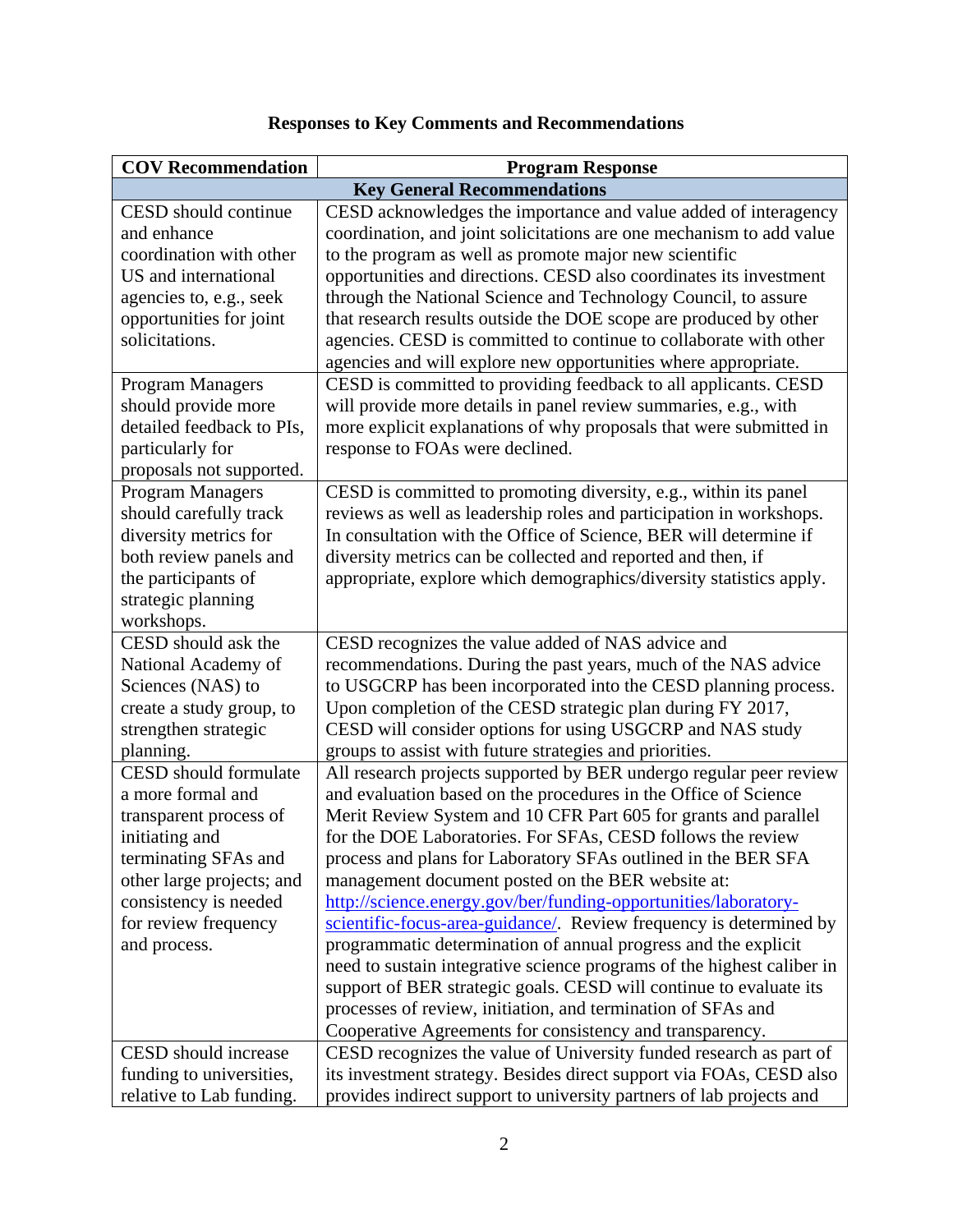## Responses to Key Comments and Recommendations

| COV Recommendation | Program Response |
|---|---|
| **Key General Recommendations** | |
| CESD should continue and enhance coordination with other US and international agencies to, e.g., seek opportunities for joint solicitations. | CESD acknowledges the importance and value added of interagency coordination, and joint solicitations are one mechanism to add value to the program as well as promote major new scientific opportunities and directions. CESD also coordinates its investment through the National Science and Technology Council, to assure that research results outside the DOE scope are produced by other agencies. CESD is committed to continue to collaborate with other agencies and will explore new opportunities where appropriate. |
| Program Managers should provide more detailed feedback to PIs, particularly for proposals not supported. | CESD is committed to providing feedback to all applicants. CESD will provide more details in panel review summaries, e.g., with more explicit explanations of why proposals that were submitted in response to FOAs were declined. |
| Program Managers should carefully track diversity metrics for both review panels and the participants of strategic planning workshops. | CESD is committed to promoting diversity, e.g., within its panel reviews as well as leadership roles and participation in workshops. In consultation with the Office of Science, BER will determine if diversity metrics can be collected and reported and then, if appropriate, explore which demographics/diversity statistics apply. |
| CESD should ask the National Academy of Sciences (NAS) to create a study group, to strengthen strategic planning. | CESD recognizes the value added of NAS advice and recommendations. During the past years, much of the NAS advice to USGCRP has been incorporated into the CESD planning process. Upon completion of the CESD strategic plan during FY 2017, CESD will consider options for using USGCRP and NAS study groups to assist with future strategies and priorities. |
| CESD should formulate a more formal and transparent process of initiating and terminating SFAs and other large projects; and consistency is needed for review frequency and process. | All research projects supported by BER undergo regular peer review and evaluation based on the procedures in the Office of Science Merit Review System and 10 CFR Part 605 for grants and parallel for the DOE Laboratories. For SFAs, CESD follows the review process and plans for Laboratory SFAs outlined in the BER SFA management document posted on the BER website at: http://science.energy.gov/ber/funding-opportunities/laboratory-scientific-focus-area-guidance/. Review frequency is determined by programmatic determination of annual progress and the explicit need to sustain integrative science programs of the highest caliber in support of BER strategic goals. CESD will continue to evaluate its processes of review, initiation, and termination of SFAs and Cooperative Agreements for consistency and transparency. |
| CESD should increase funding to universities, relative to Lab funding. | CESD recognizes the value of University funded research as part of its investment strategy. Besides direct support via FOAs, CESD also provides indirect support to university partners of lab projects and |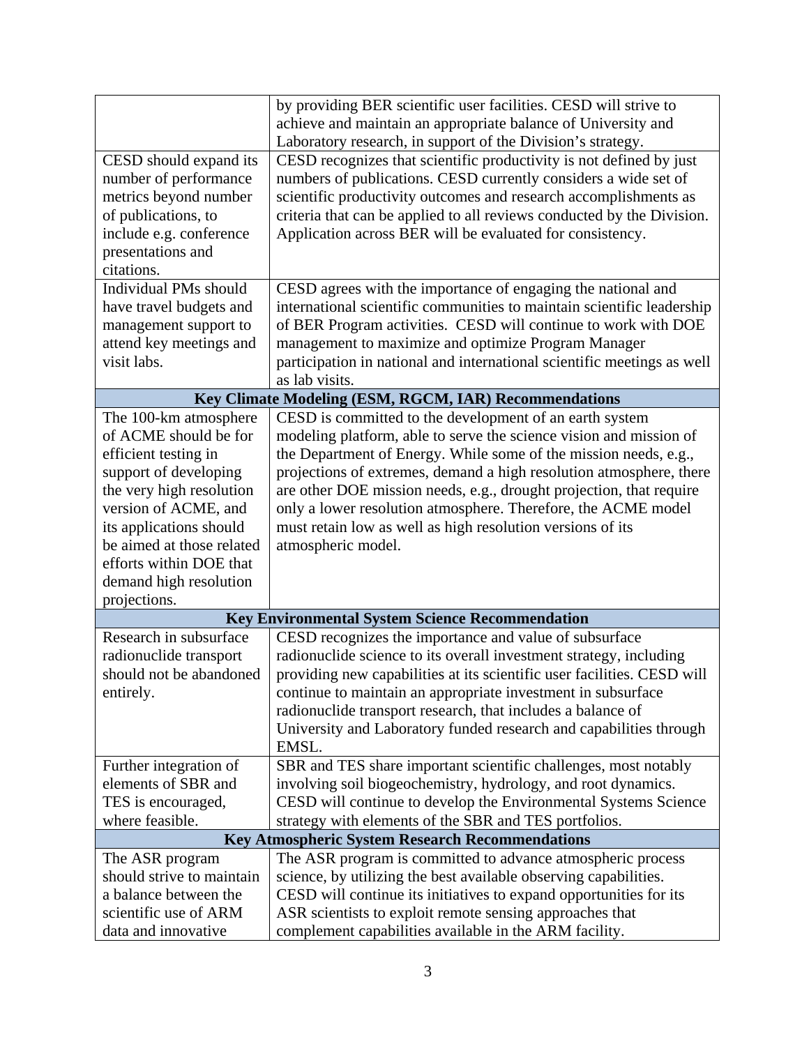| | |
|---|---|
| | by providing BER scientific user facilities. CESD will strive to achieve and maintain an appropriate balance of University and Laboratory research, in support of the Division's strategy. |
| CESD should expand its number of performance metrics beyond number of publications, to include e.g. conference presentations and citations. | CESD recognizes that scientific productivity is not defined by just numbers of publications. CESD currently considers a wide set of scientific productivity outcomes and research accomplishments as criteria that can be applied to all reviews conducted by the Division. Application across BER will be evaluated for consistency. |
| Individual PMs should have travel budgets and management support to attend key meetings and visit labs. | CESD agrees with the importance of engaging the national and international scientific communities to maintain scientific leadership of BER Program activities. CESD will continue to work with DOE management to maximize and optimize Program Manager participation in national and international scientific meetings as well as lab visits. |
| **Key Climate Modeling (ESM, RGCM, IAR) Recommendations** | |
| The 100-km atmosphere of ACME should be for efficient testing in support of developing the very high resolution version of ACME, and its applications should be aimed at those related efforts within DOE that demand high resolution projections. | CESD is committed to the development of an earth system modeling platform, able to serve the science vision and mission of the Department of Energy. While some of the mission needs, e.g., projections of extremes, demand a high resolution atmosphere, there are other DOE mission needs, e.g., drought projection, that require only a lower resolution atmosphere. Therefore, the ACME model must retain low as well as high resolution versions of its atmospheric model. |
| **Key Environmental System Science Recommendation** | |
| Research in subsurface radionuclide transport should not be abandoned entirely. | CESD recognizes the importance and value of subsurface radionuclide science to its overall investment strategy, including providing new capabilities at its scientific user facilities. CESD will continue to maintain an appropriate investment in subsurface radionuclide transport research, that includes a balance of University and Laboratory funded research and capabilities through EMSL. |
| Further integration of elements of SBR and TES is encouraged, where feasible. | SBR and TES share important scientific challenges, most notably involving soil biogeochemistry, hydrology, and root dynamics. CESD will continue to develop the Environmental Systems Science strategy with elements of the SBR and TES portfolios. |
| **Key Atmospheric System Research Recommendations** | |
| The ASR program should strive to maintain a balance between the scientific use of ARM data and innovative | The ASR program is committed to advance atmospheric process science, by utilizing the best available observing capabilities. CESD will continue its initiatives to expand opportunities for its ASR scientists to exploit remote sensing approaches that complement capabilities available in the ARM facility. |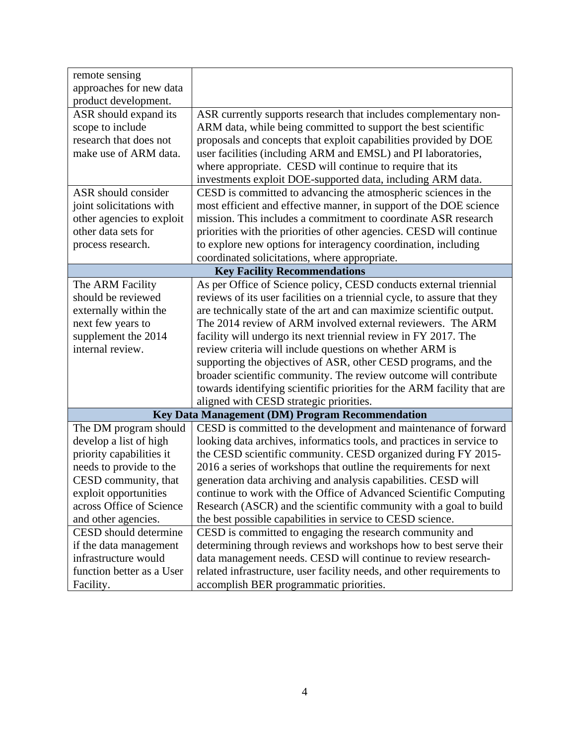| | |
|---|---|
| remote sensing approaches for new data product development. | |
| ASR should expand its scope to include research that does not make use of ARM data. | ASR currently supports research that includes complementary non-ARM data, while being committed to support the best scientific proposals and concepts that exploit capabilities provided by DOE user facilities (including ARM and EMSL) and PI laboratories, where appropriate. CESD will continue to require that its investments exploit DOE-supported data, including ARM data. |
| ASR should consider joint solicitations with other agencies to exploit other data sets for process research. | CESD is committed to advancing the atmospheric sciences in the most efficient and effective manner, in support of the DOE science mission. This includes a commitment to coordinate ASR research priorities with the priorities of other agencies. CESD will continue to explore new options for interagency coordination, including coordinated solicitations, where appropriate. |
| **Key Facility Recommendations** | |
| The ARM Facility should be reviewed externally within the next few years to supplement the 2014 internal review. | As per Office of Science policy, CESD conducts external triennial reviews of its user facilities on a triennial cycle, to assure that they are technically state of the art and can maximize scientific output. The 2014 review of ARM involved external reviewers. The ARM facility will undergo its next triennial review in FY 2017. The review criteria will include questions on whether ARM is supporting the objectives of ASR, other CESD programs, and the broader scientific community. The review outcome will contribute towards identifying scientific priorities for the ARM facility that are aligned with CESD strategic priorities. |
| **Key Data Management (DM) Program Recommendation** | |
| The DM program should develop a list of high priority capabilities it needs to provide to the CESD community, that exploit opportunities across Office of Science and other agencies. | CESD is committed to the development and maintenance of forward looking data archives, informatics tools, and practices in service to the CESD scientific community. CESD organized during FY 2015-2016 a series of workshops that outline the requirements for next generation data archiving and analysis capabilities. CESD will continue to work with the Office of Advanced Scientific Computing Research (ASCR) and the scientific community with a goal to build the best possible capabilities in service to CESD science. |
| CESD should determine if the data management infrastructure would function better as a User Facility. | CESD is committed to engaging the research community and determining through reviews and workshops how to best serve their data management needs. CESD will continue to review research-related infrastructure, user facility needs, and other requirements to accomplish BER programmatic priorities. |